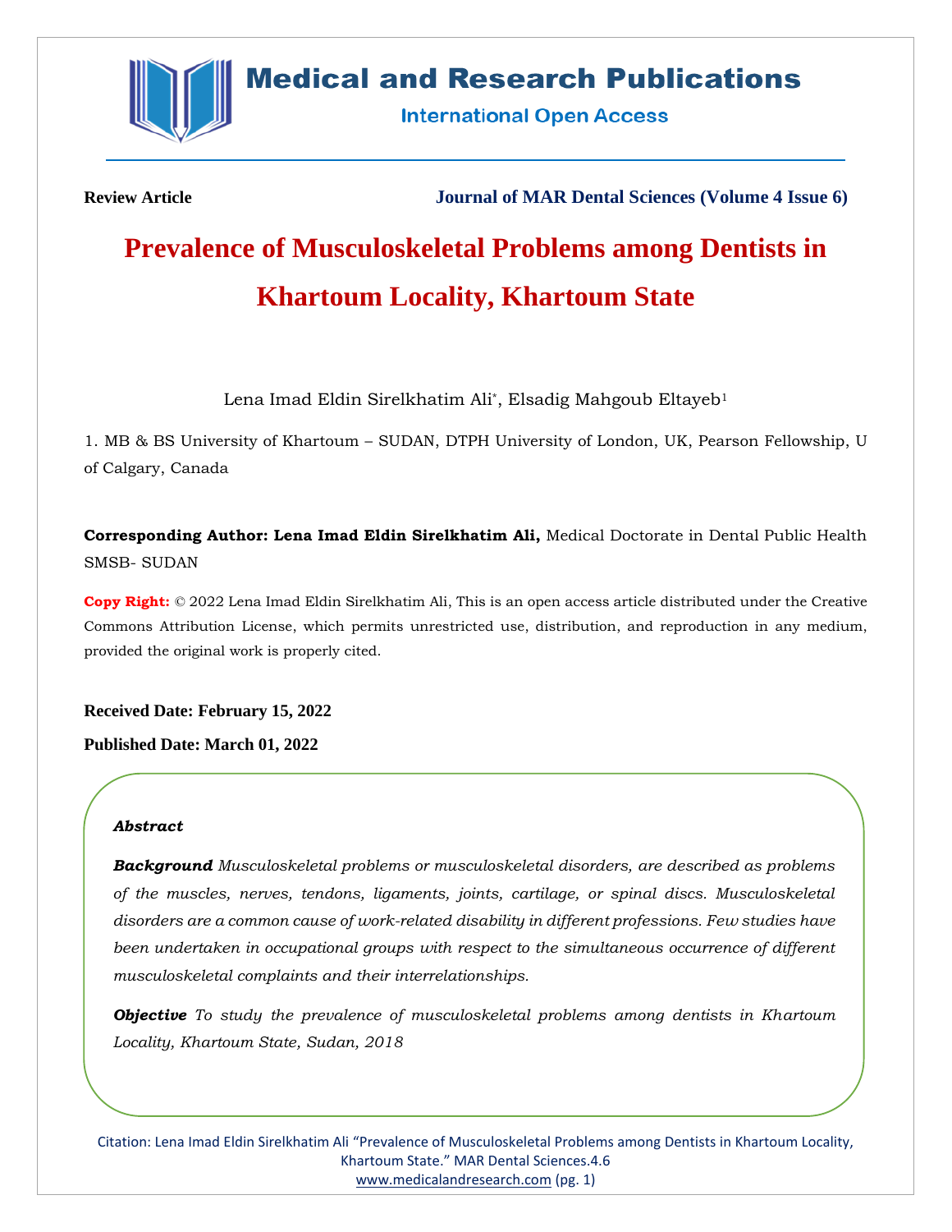**Review Article** | **Journal of MAR Dental Sciences (Volume 4 Issue 6)**

# Prevalence of Musculoskeletal Problems among Dentists in Khartoum Locality, Khartoum State

Lena Imad Eldin Sirelkhatim Ali*, Elsadig Mahgoub Eltayeb[1]

1. MB & BS University of Khartoum – SUDAN, DTPH University of London, UK, Pearson Fellowship, U of Calgary, Canada

**Corresponding Author: Lena Imad Eldin Sirelkhatim Ali,** Medical Doctorate in Dental Public Health SMSB- SUDAN

**Copy Right:** © 2022 Lena Imad Eldin Sirelkhatim Ali, This is an open access article distributed under the Creative Commons Attribution License, which permits unrestricted use, distribution, and reproduction in any medium, provided the original work is properly cited.

**Received Date: February 15, 2022**

**Published Date: March 01, 2022**

***Abstract***

***Background*** *Musculoskeletal problems or musculoskeletal disorders, are described as problems of the muscles, nerves, tendons, ligaments, joints, cartilage, or spinal discs. Musculoskeletal disorders are a common cause of work-related disability in different professions. Few studies have been undertaken in occupational groups with respect to the simultaneous occurrence of different musculoskeletal complaints and their interrelationships.*

***Objective*** *To study the prevalence of musculoskeletal problems among dentists in Khartoum Locality, Khartoum State, Sudan, 2018*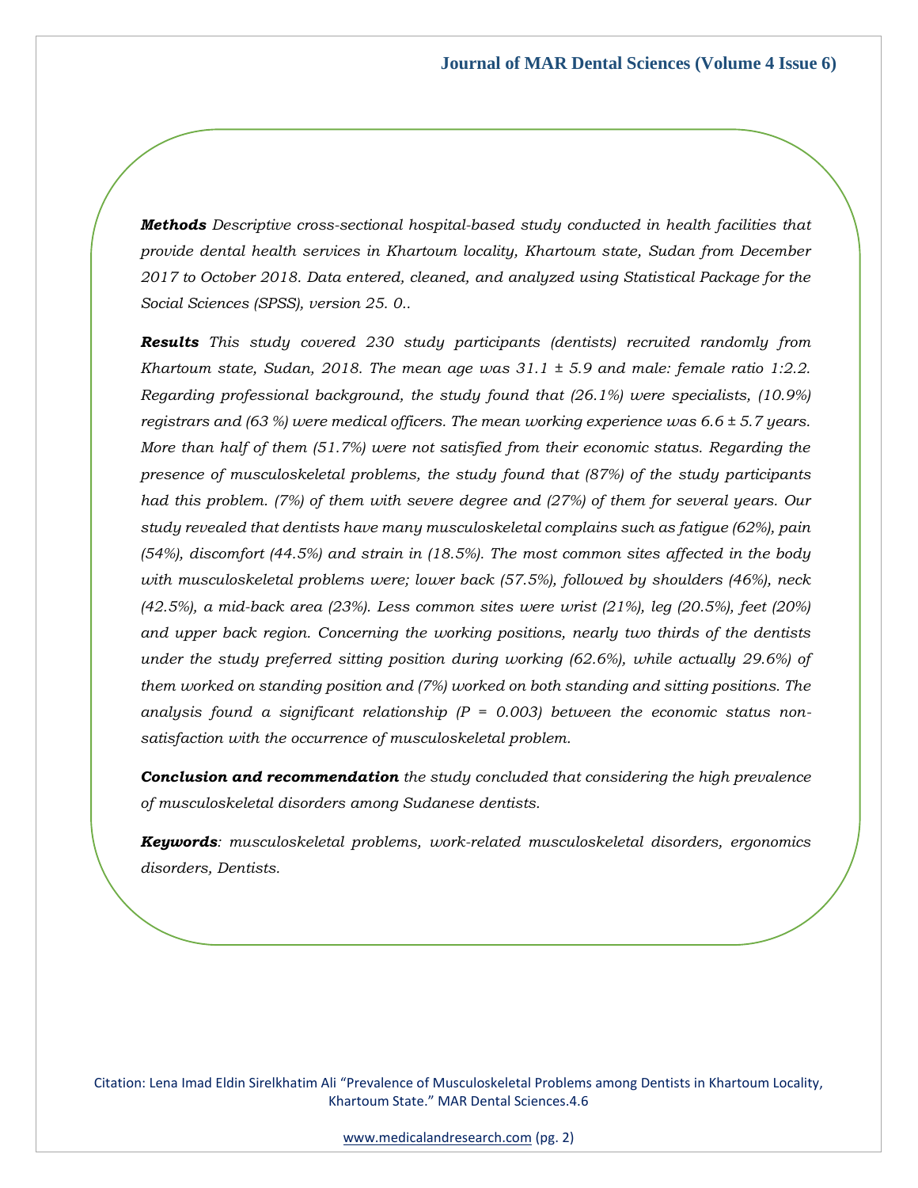***Methods*** *Descriptive cross-sectional hospital-based study conducted in health facilities that provide dental health services in Khartoum locality, Khartoum state, Sudan from December 2017 to October 2018. Data entered, cleaned, and analyzed using Statistical Package for the Social Sciences (SPSS), version 25. 0..*

***Results*** *This study covered 230 study participants (dentists) recruited randomly from Khartoum state, Sudan, 2018. The mean age was 31.1 ± 5.9 and male: female ratio 1:2.2. Regarding professional background, the study found that (26.1%) were specialists, (10.9%) registrars and (63 %) were medical officers. The mean working experience was 6.6 ± 5.7 years. More than half of them (51.7%) were not satisfied from their economic status. Regarding the presence of musculoskeletal problems, the study found that (87%) of the study participants had this problem. (7%) of them with severe degree and (27%) of them for several years. Our study revealed that dentists have many musculoskeletal complains such as fatigue (62%), pain (54%), discomfort (44.5%) and strain in (18.5%). The most common sites affected in the body with musculoskeletal problems were; lower back (57.5%), followed by shoulders (46%), neck (42.5%), a mid-back area (23%). Less common sites were wrist (21%), leg (20.5%), feet (20%) and upper back region. Concerning the working positions, nearly two thirds of the dentists under the study preferred sitting position during working (62.6%), while actually 29.6%) of them worked on standing position and (7%) worked on both standing and sitting positions. The analysis found a significant relationship (P = 0.003) between the economic status non-satisfaction with the occurrence of musculoskeletal problem.*

***Conclusion and recommendation*** *the study concluded that considering the high prevalence of musculoskeletal disorders among Sudanese dentists.*

***Keywords****: musculoskeletal problems, work-related musculoskeletal disorders, ergonomics disorders, Dentists.*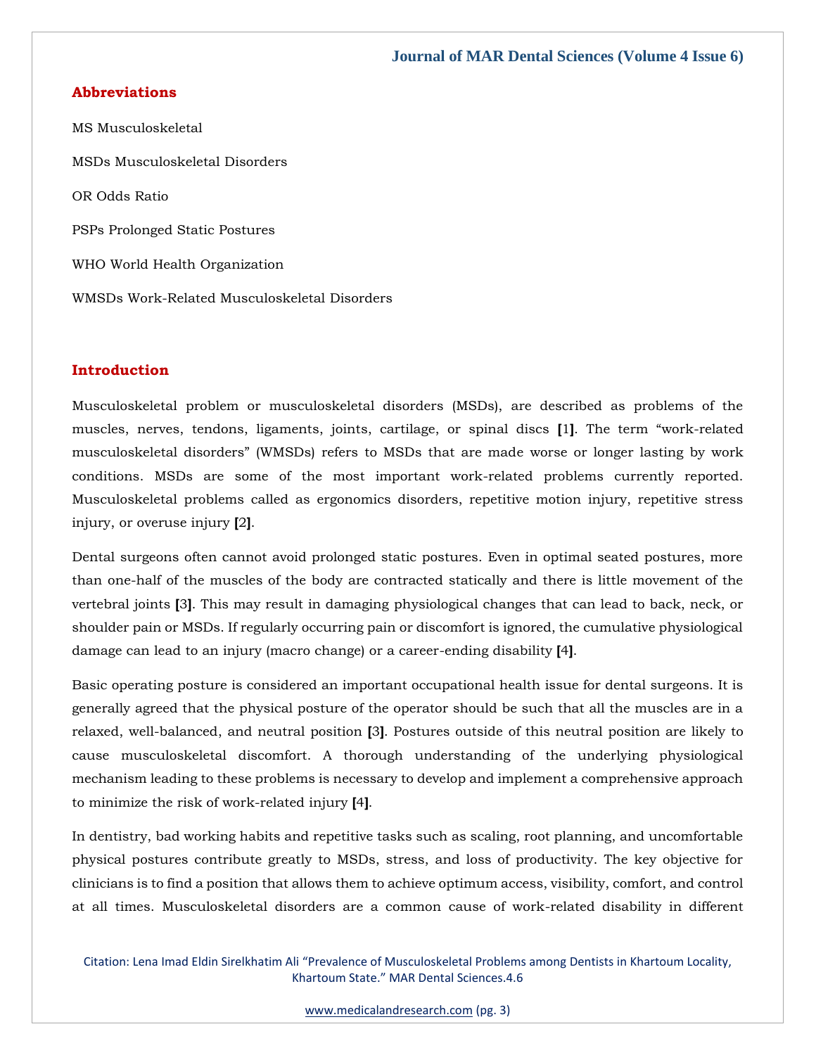## Abbreviations

MS Musculoskeletal

MSDs Musculoskeletal Disorders

OR Odds Ratio

PSPs Prolonged Static Postures

WHO World Health Organization

WMSDs Work-Related Musculoskeletal Disorders

## Introduction

Musculoskeletal problem or musculoskeletal disorders (MSDs), are described as problems of the muscles, nerves, tendons, ligaments, joints, cartilage, or spinal discs [1]. The term "work-related musculoskeletal disorders" (WMSDs) refers to MSDs that are made worse or longer lasting by work conditions. MSDs are some of the most important work-related problems currently reported. Musculoskeletal problems called as ergonomics disorders, repetitive motion injury, repetitive stress injury, or overuse injury [2].

Dental surgeons often cannot avoid prolonged static postures. Even in optimal seated postures, more than one-half of the muscles of the body are contracted statically and there is little movement of the vertebral joints [3]. This may result in damaging physiological changes that can lead to back, neck, or shoulder pain or MSDs. If regularly occurring pain or discomfort is ignored, the cumulative physiological damage can lead to an injury (macro change) or a career-ending disability [4].

Basic operating posture is considered an important occupational health issue for dental surgeons. It is generally agreed that the physical posture of the operator should be such that all the muscles are in a relaxed, well-balanced, and neutral position [3]. Postures outside of this neutral position are likely to cause musculoskeletal discomfort. A thorough understanding of the underlying physiological mechanism leading to these problems is necessary to develop and implement a comprehensive approach to minimize the risk of work-related injury [4].

In dentistry, bad working habits and repetitive tasks such as scaling, root planning, and uncomfortable physical postures contribute greatly to MSDs, stress, and loss of productivity. The key objective for clinicians is to find a position that allows them to achieve optimum access, visibility, comfort, and control at all times. Musculoskeletal disorders are a common cause of work-related disability in different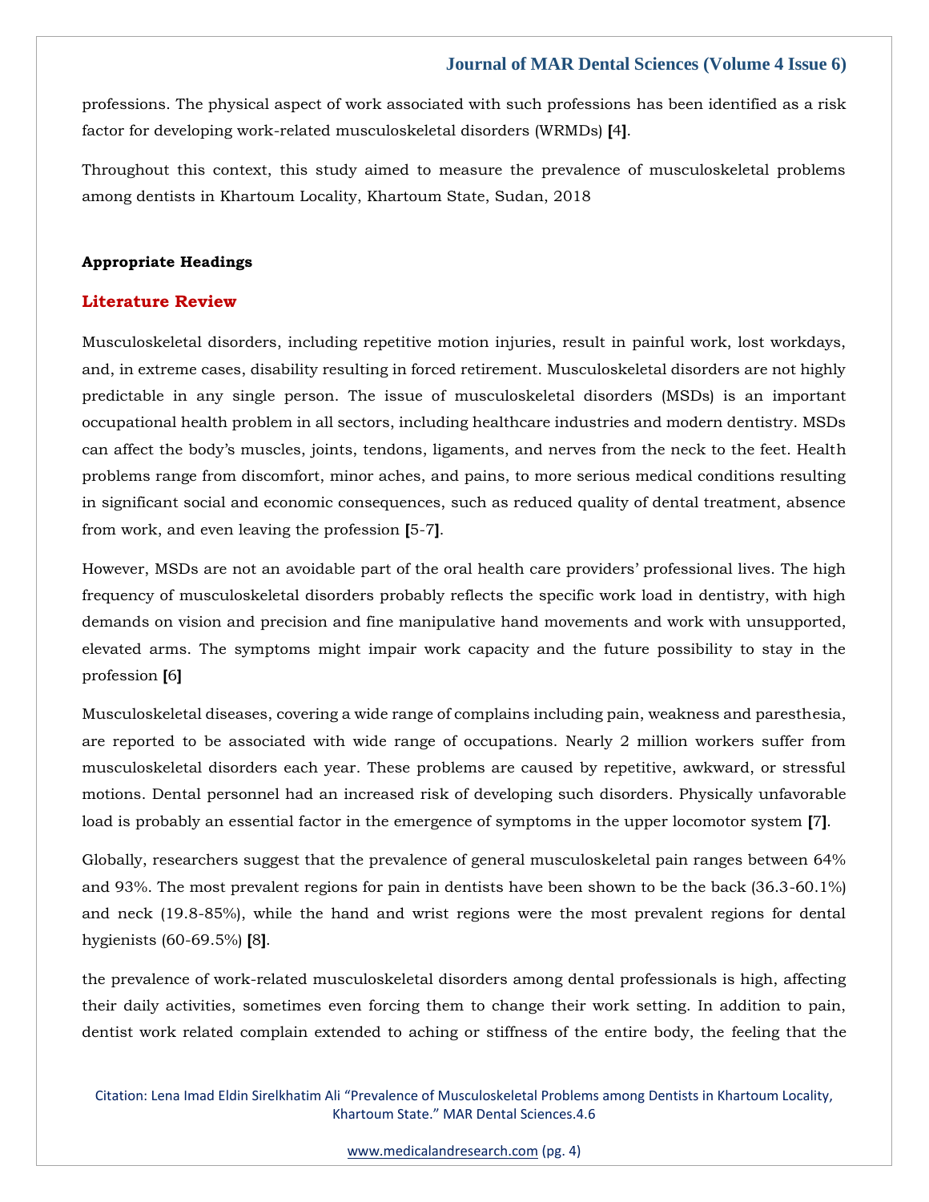professions. The physical aspect of work associated with such professions has been identified as a risk factor for developing work-related musculoskeletal disorders (WRMDs) [4].

Throughout this context, this study aimed to measure the prevalence of musculoskeletal problems among dentists in Khartoum Locality, Khartoum State, Sudan, 2018

**Appropriate Headings**

## Literature Review

Musculoskeletal disorders, including repetitive motion injuries, result in painful work, lost workdays, and, in extreme cases, disability resulting in forced retirement. Musculoskeletal disorders are not highly predictable in any single person. The issue of musculoskeletal disorders (MSDs) is an important occupational health problem in all sectors, including healthcare industries and modern dentistry. MSDs can affect the body's muscles, joints, tendons, ligaments, and nerves from the neck to the feet. Health problems range from discomfort, minor aches, and pains, to more serious medical conditions resulting in significant social and economic consequences, such as reduced quality of dental treatment, absence from work, and even leaving the profession [5-7].

However, MSDs are not an avoidable part of the oral health care providers' professional lives. The high frequency of musculoskeletal disorders probably reflects the specific work load in dentistry, with high demands on vision and precision and fine manipulative hand movements and work with unsupported, elevated arms. The symptoms might impair work capacity and the future possibility to stay in the profession [6]

Musculoskeletal diseases, covering a wide range of complains including pain, weakness and paresthesia, are reported to be associated with wide range of occupations. Nearly 2 million workers suffer from musculoskeletal disorders each year. These problems are caused by repetitive, awkward, or stressful motions. Dental personnel had an increased risk of developing such disorders. Physically unfavorable load is probably an essential factor in the emergence of symptoms in the upper locomotor system [7].

Globally, researchers suggest that the prevalence of general musculoskeletal pain ranges between 64% and 93%. The most prevalent regions for pain in dentists have been shown to be the back (36.3-60.1%) and neck (19.8-85%), while the hand and wrist regions were the most prevalent regions for dental hygienists (60-69.5%) [8].

the prevalence of work-related musculoskeletal disorders among dental professionals is high, affecting their daily activities, sometimes even forcing them to change their work setting. In addition to pain, dentist work related complain extended to aching or stiffness of the entire body, the feeling that the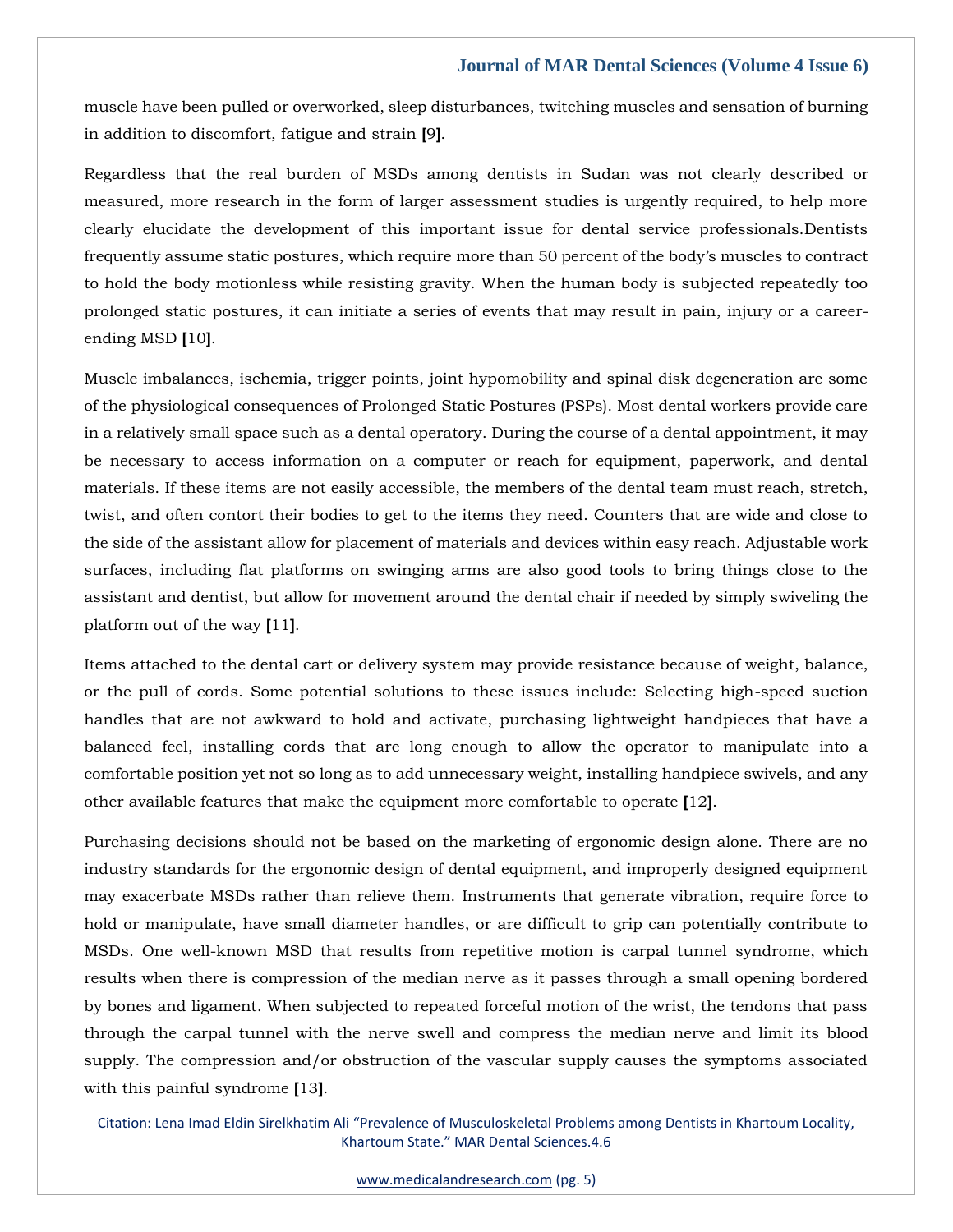muscle have been pulled or overworked, sleep disturbances, twitching muscles and sensation of burning in addition to discomfort, fatigue and strain [9].

Regardless that the real burden of MSDs among dentists in Sudan was not clearly described or measured, more research in the form of larger assessment studies is urgently required, to help more clearly elucidate the development of this important issue for dental service professionals.Dentists frequently assume static postures, which require more than 50 percent of the body's muscles to contract to hold the body motionless while resisting gravity. When the human body is subjected repeatedly too prolonged static postures, it can initiate a series of events that may result in pain, injury or a career-ending MSD [10].

Muscle imbalances, ischemia, trigger points, joint hypomobility and spinal disk degeneration are some of the physiological consequences of Prolonged Static Postures (PSPs). Most dental workers provide care in a relatively small space such as a dental operatory. During the course of a dental appointment, it may be necessary to access information on a computer or reach for equipment, paperwork, and dental materials. If these items are not easily accessible, the members of the dental team must reach, stretch, twist, and often contort their bodies to get to the items they need. Counters that are wide and close to the side of the assistant allow for placement of materials and devices within easy reach. Adjustable work surfaces, including flat platforms on swinging arms are also good tools to bring things close to the assistant and dentist, but allow for movement around the dental chair if needed by simply swiveling the platform out of the way [11].

Items attached to the dental cart or delivery system may provide resistance because of weight, balance, or the pull of cords. Some potential solutions to these issues include: Selecting high-speed suction handles that are not awkward to hold and activate, purchasing lightweight handpieces that have a balanced feel, installing cords that are long enough to allow the operator to manipulate into a comfortable position yet not so long as to add unnecessary weight, installing handpiece swivels, and any other available features that make the equipment more comfortable to operate [12].

Purchasing decisions should not be based on the marketing of ergonomic design alone. There are no industry standards for the ergonomic design of dental equipment, and improperly designed equipment may exacerbate MSDs rather than relieve them. Instruments that generate vibration, require force to hold or manipulate, have small diameter handles, or are difficult to grip can potentially contribute to MSDs. One well-known MSD that results from repetitive motion is carpal tunnel syndrome, which results when there is compression of the median nerve as it passes through a small opening bordered by bones and ligament. When subjected to repeated forceful motion of the wrist, the tendons that pass through the carpal tunnel with the nerve swell and compress the median nerve and limit its blood supply. The compression and/or obstruction of the vascular supply causes the symptoms associated with this painful syndrome [13].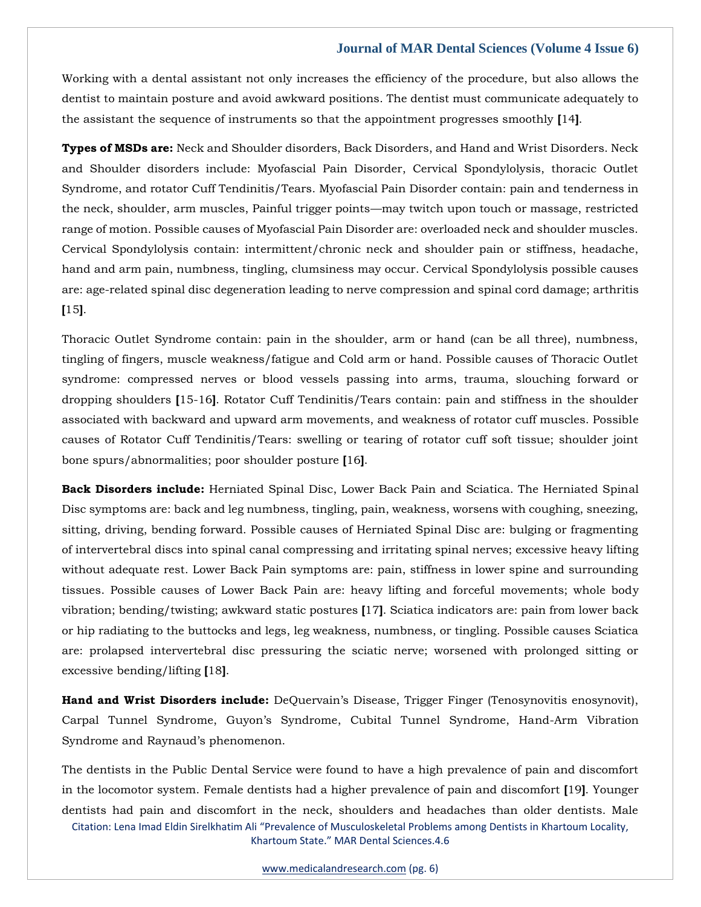Working with a dental assistant not only increases the efficiency of the procedure, but also allows the dentist to maintain posture and avoid awkward positions. The dentist must communicate adequately to the assistant the sequence of instruments so that the appointment progresses smoothly [14].

**Types of MSDs are:** Neck and Shoulder disorders, Back Disorders, and Hand and Wrist Disorders. Neck and Shoulder disorders include: Myofascial Pain Disorder, Cervical Spondylolysis, thoracic Outlet Syndrome, and rotator Cuff Tendinitis/Tears. Myofascial Pain Disorder contain: pain and tenderness in the neck, shoulder, arm muscles, Painful trigger points—may twitch upon touch or massage, restricted range of motion. Possible causes of Myofascial Pain Disorder are: overloaded neck and shoulder muscles. Cervical Spondylolysis contain: intermittent/chronic neck and shoulder pain or stiffness, headache, hand and arm pain, numbness, tingling, clumsiness may occur. Cervical Spondylolysis possible causes are: age-related spinal disc degeneration leading to nerve compression and spinal cord damage; arthritis [15].

Thoracic Outlet Syndrome contain: pain in the shoulder, arm or hand (can be all three), numbness, tingling of fingers, muscle weakness/fatigue and Cold arm or hand. Possible causes of Thoracic Outlet syndrome: compressed nerves or blood vessels passing into arms, trauma, slouching forward or dropping shoulders [15-16]. Rotator Cuff Tendinitis/Tears contain: pain and stiffness in the shoulder associated with backward and upward arm movements, and weakness of rotator cuff muscles. Possible causes of Rotator Cuff Tendinitis/Tears: swelling or tearing of rotator cuff soft tissue; shoulder joint bone spurs/abnormalities; poor shoulder posture [16].

**Back Disorders include:** Herniated Spinal Disc, Lower Back Pain and Sciatica. The Herniated Spinal Disc symptoms are: back and leg numbness, tingling, pain, weakness, worsens with coughing, sneezing, sitting, driving, bending forward. Possible causes of Herniated Spinal Disc are: bulging or fragmenting of intervertebral discs into spinal canal compressing and irritating spinal nerves; excessive heavy lifting without adequate rest. Lower Back Pain symptoms are: pain, stiffness in lower spine and surrounding tissues. Possible causes of Lower Back Pain are: heavy lifting and forceful movements; whole body vibration; bending/twisting; awkward static postures [17]. Sciatica indicators are: pain from lower back or hip radiating to the buttocks and legs, leg weakness, numbness, or tingling. Possible causes Sciatica are: prolapsed intervertebral disc pressuring the sciatic nerve; worsened with prolonged sitting or excessive bending/lifting [18].

**Hand and Wrist Disorders include:** DeQuervain's Disease, Trigger Finger (Tenosynovitis enosynovit), Carpal Tunnel Syndrome, Guyon's Syndrome, Cubital Tunnel Syndrome, Hand-Arm Vibration Syndrome and Raynaud's phenomenon.

The dentists in the Public Dental Service were found to have a high prevalence of pain and discomfort in the locomotor system. Female dentists had a higher prevalence of pain and discomfort [19]. Younger dentists had pain and discomfort in the neck, shoulders and headaches than older dentists. Male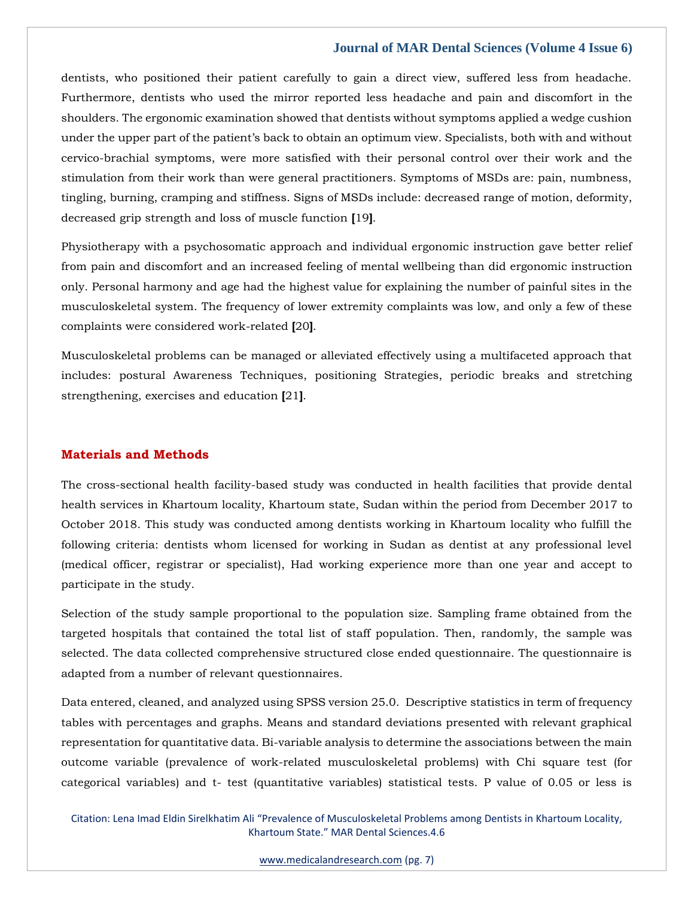dentists, who positioned their patient carefully to gain a direct view, suffered less from headache. Furthermore, dentists who used the mirror reported less headache and pain and discomfort in the shoulders. The ergonomic examination showed that dentists without symptoms applied a wedge cushion under the upper part of the patient's back to obtain an optimum view. Specialists, both with and without cervico-brachial symptoms, were more satisfied with their personal control over their work and the stimulation from their work than were general practitioners. Symptoms of MSDs are: pain, numbness, tingling, burning, cramping and stiffness. Signs of MSDs include: decreased range of motion, deformity, decreased grip strength and loss of muscle function [19].

Physiotherapy with a psychosomatic approach and individual ergonomic instruction gave better relief from pain and discomfort and an increased feeling of mental wellbeing than did ergonomic instruction only. Personal harmony and age had the highest value for explaining the number of painful sites in the musculoskeletal system. The frequency of lower extremity complaints was low, and only a few of these complaints were considered work-related [20].

Musculoskeletal problems can be managed or alleviated effectively using a multifaceted approach that includes: postural Awareness Techniques, positioning Strategies, periodic breaks and stretching strengthening, exercises and education [21].

## Materials and Methods

The cross-sectional health facility-based study was conducted in health facilities that provide dental health services in Khartoum locality, Khartoum state, Sudan within the period from December 2017 to October 2018. This study was conducted among dentists working in Khartoum locality who fulfill the following criteria: dentists whom licensed for working in Sudan as dentist at any professional level (medical officer, registrar or specialist), Had working experience more than one year and accept to participate in the study.

Selection of the study sample proportional to the population size. Sampling frame obtained from the targeted hospitals that contained the total list of staff population. Then, randomly, the sample was selected. The data collected comprehensive structured close ended questionnaire. The questionnaire is adapted from a number of relevant questionnaires.

Data entered, cleaned, and analyzed using SPSS version 25.0. Descriptive statistics in term of frequency tables with percentages and graphs. Means and standard deviations presented with relevant graphical representation for quantitative data. Bi-variable analysis to determine the associations between the main outcome variable (prevalence of work-related musculoskeletal problems) with Chi square test (for categorical variables) and t- test (quantitative variables) statistical tests. P value of 0.05 or less is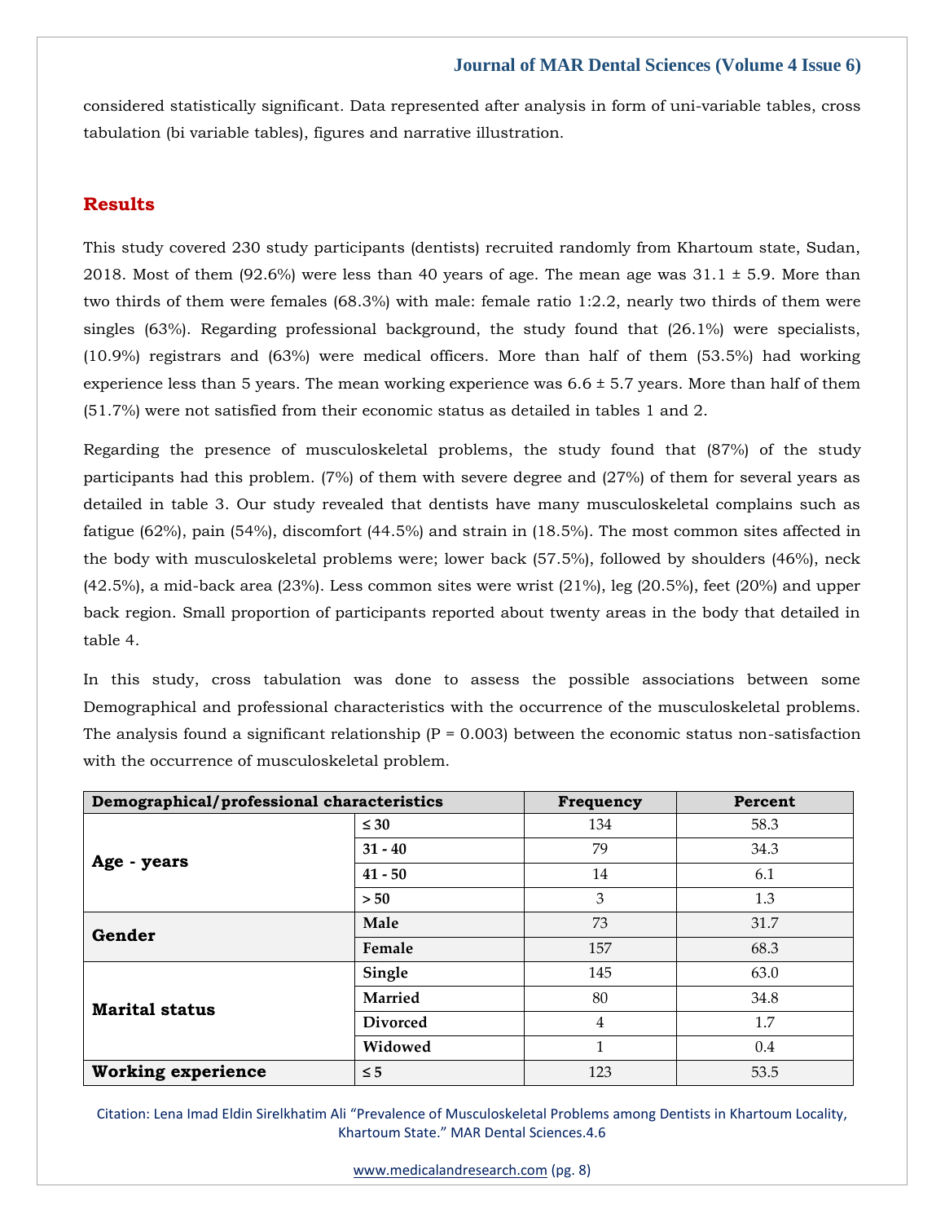considered statistically significant. Data represented after analysis in form of uni-variable tables, cross tabulation (bi variable tables), figures and narrative illustration.

## Results

This study covered 230 study participants (dentists) recruited randomly from Khartoum state, Sudan, 2018. Most of them (92.6%) were less than 40 years of age. The mean age was 31.1 ± 5.9. More than two thirds of them were females (68.3%) with male: female ratio 1:2.2, nearly two thirds of them were singles (63%). Regarding professional background, the study found that (26.1%) were specialists, (10.9%) registrars and (63%) were medical officers. More than half of them (53.5%) had working experience less than 5 years. The mean working experience was 6.6 ± 5.7 years. More than half of them (51.7%) were not satisfied from their economic status as detailed in tables 1 and 2.

Regarding the presence of musculoskeletal problems, the study found that (87%) of the study participants had this problem. (7%) of them with severe degree and (27%) of them for several years as detailed in table 3. Our study revealed that dentists have many musculoskeletal complains such as fatigue (62%), pain (54%), discomfort (44.5%) and strain in (18.5%). The most common sites affected in the body with musculoskeletal problems were; lower back (57.5%), followed by shoulders (46%), neck (42.5%), a mid-back area (23%). Less common sites were wrist (21%), leg (20.5%), feet (20%) and upper back region. Small proportion of participants reported about twenty areas in the body that detailed in table 4.

In this study, cross tabulation was done to assess the possible associations between some Demographical and professional characteristics with the occurrence of the musculoskeletal problems. The analysis found a significant relationship (P = 0.003) between the economic status non-satisfaction with the occurrence of musculoskeletal problem.

| Demographical/professional characteristics | | Frequency | Percent |
|---|---|---|---|
| **Age - years** | **≤ 30** | 134 | 58.3 |
| | **31 - 40** | 79 | 34.3 |
| | **41 - 50** | 14 | 6.1 |
| | **> 50** | 3 | 1.3 |
| **Gender** | **Male** | 73 | 31.7 |
| | **Female** | 157 | 68.3 |
| **Marital status** | **Single** | 145 | 63.0 |
| | **Married** | 80 | 34.8 |
| | **Divorced** | 4 | 1.7 |
| | **Widowed** | 1 | 0.4 |
| **Working experience** | **≤ 5** | 123 | 53.5 |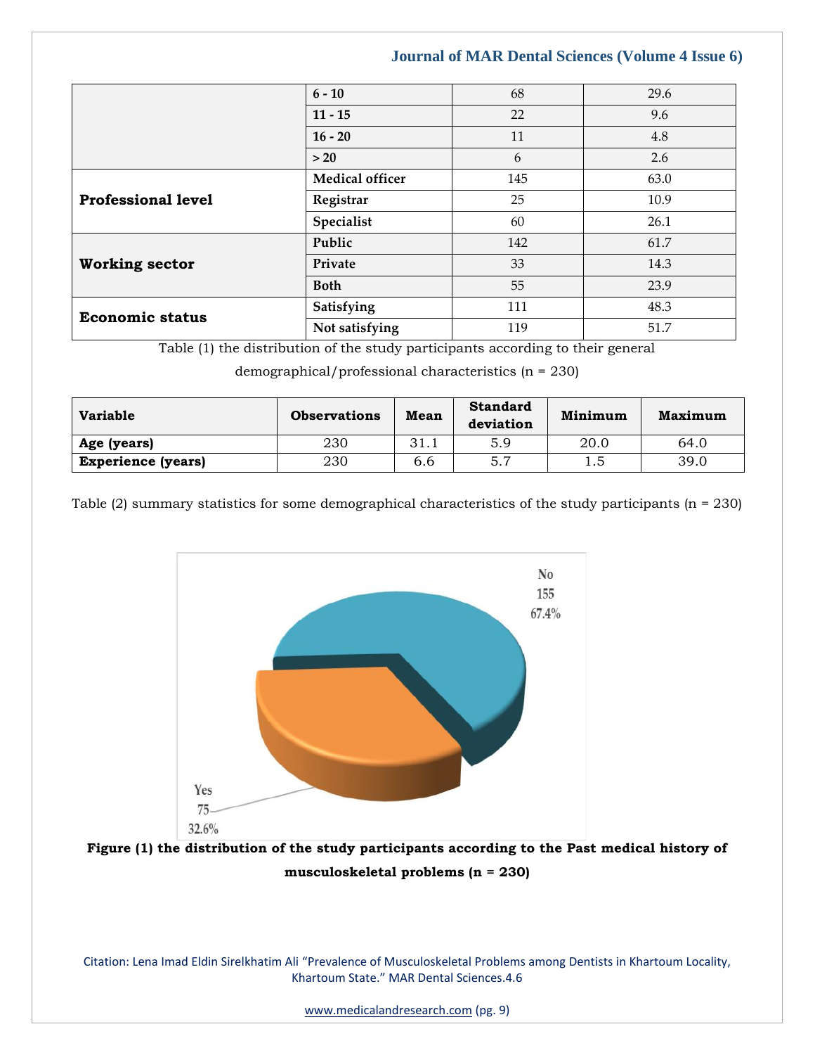| | | | |
|---|---|---|---|
| | **6 - 10** | 68 | 29.6 |
| | **11 - 15** | 22 | 9.6 |
| | **16 - 20** | 11 | 4.8 |
| | **> 20** | 6 | 2.6 |
| **Professional level** | **Medical officer** | 145 | 63.0 |
| | **Registrar** | 25 | 10.9 |
| | **Specialist** | 60 | 26.1 |
| **Working sector** | **Public** | 142 | 61.7 |
| | **Private** | 33 | 14.3 |
| | **Both** | 55 | 23.9 |
| **Economic status** | **Satisfying** | 111 | 48.3 |
| | **Not satisfying** | 119 | 51.7 |

Table (1) the distribution of the study participants according to their general demographical/professional characteristics (n = 230)

| Variable | Observations | Mean | Standard deviation | Minimum | Maximum |
|---|---|---|---|---|---|
| **Age (years)** | 230 | 31.1 | 5.9 | 20.0 | 64.0 |
| **Experience (years)** | 230 | 6.6 | 5.7 | 1.5 | 39.0 |

Table (2) summary statistics for some demographical characteristics of the study participants (n = 230)

No 155 67.4%

Yes 75 32.6%

**Figure (1) the distribution of the study participants according to the Past medical history of musculoskeletal problems (n = 230)**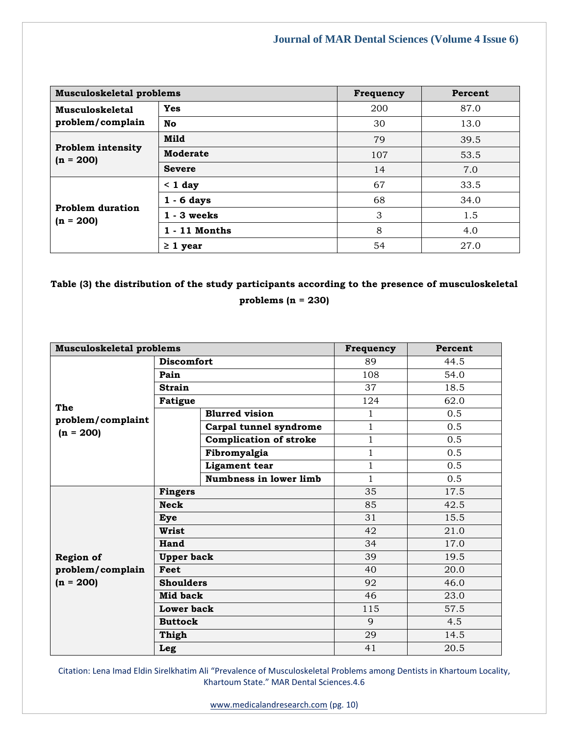| Musculoskeletal problems | | Frequency | Percent |
|---|---|---|---|
| **Musculoskeletal problem/complain** | **Yes** | 200 | 87.0 |
| | **No** | 30 | 13.0 |
| **Problem intensity (n = 200)** | **Mild** | 79 | 39.5 |
| | **Moderate** | 107 | 53.5 |
| | **Severe** | 14 | 7.0 |
| **Problem duration (n = 200)** | **< 1 day** | 67 | 33.5 |
| | **1 - 6 days** | 68 | 34.0 |
| | **1 - 3 weeks** | 3 | 1.5 |
| | **1 - 11 Months** | 8 | 4.0 |
| | **≥ 1 year** | 54 | 27.0 |

**Table (3) the distribution of the study participants according to the presence of musculoskeletal problems (n = 230)**

| Musculoskeletal problems | | | Frequency | Percent |
|---|---|---|---|---|
| **The problem/complaint (n = 200)** | **Discomfort** | | 89 | 44.5 |
| | **Pain** | | 108 | 54.0 |
| | **Strain** | | 37 | 18.5 |
| | **Fatigue** | | 124 | 62.0 |
| | | **Blurred vision** | 1 | 0.5 |
| | | **Carpal tunnel syndrome** | 1 | 0.5 |
| | | **Complication of stroke** | 1 | 0.5 |
| | | **Fibromyalgia** | 1 | 0.5 |
| | | **Ligament tear** | 1 | 0.5 |
| | | **Numbness in lower limb** | 1 | 0.5 |
| **Region of problem/complain (n = 200)** | **Fingers** | | 35 | 17.5 |
| | **Neck** | | 85 | 42.5 |
| | **Eye** | | 31 | 15.5 |
| | **Wrist** | | 42 | 21.0 |
| | **Hand** | | 34 | 17.0 |
| | **Upper back** | | 39 | 19.5 |
| | **Feet** | | 40 | 20.0 |
| | **Shoulders** | | 92 | 46.0 |
| | **Mid back** | | 46 | 23.0 |
| | **Lower back** | | 115 | 57.5 |
| | **Buttock** | | 9 | 4.5 |
| | **Thigh** | | 29 | 14.5 |
| | **Leg** | | 41 | 20.5 |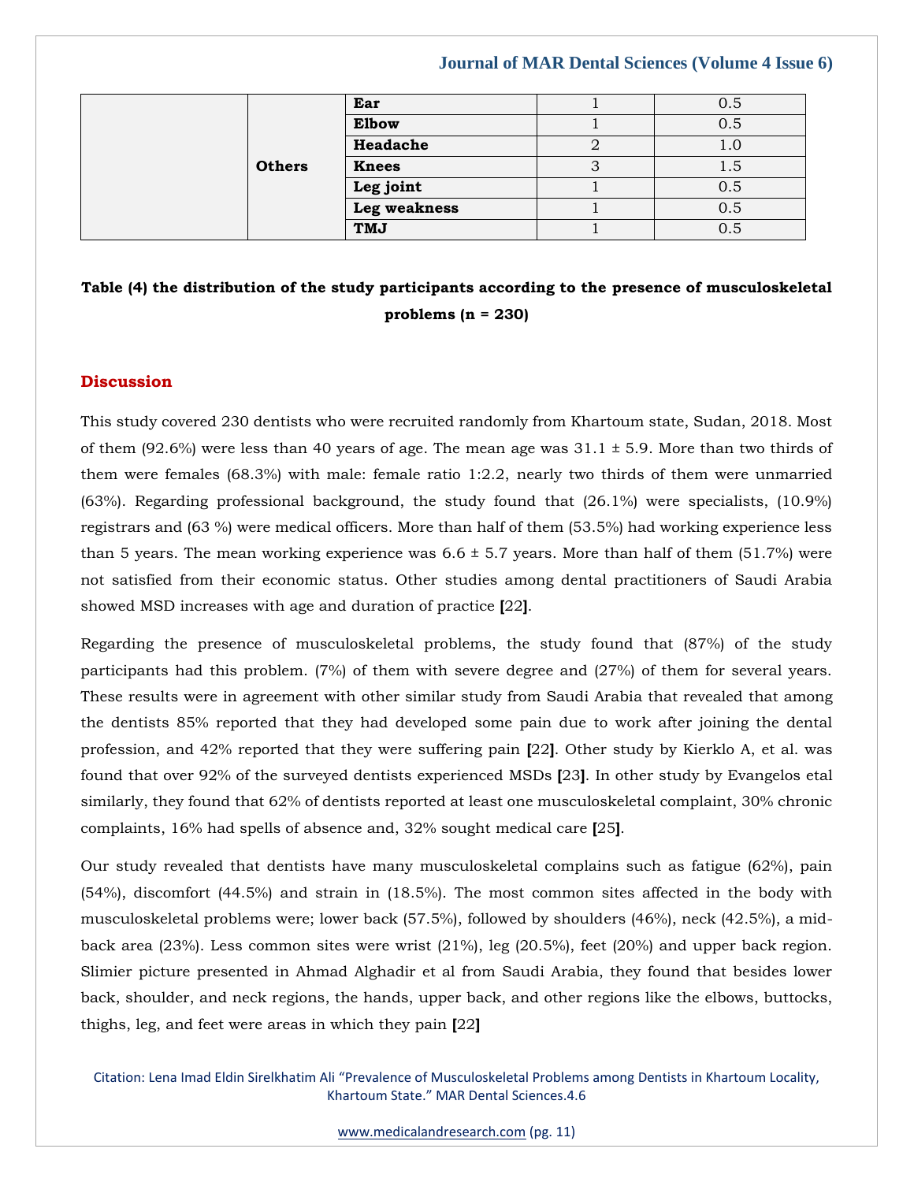| | | | | |
|---|---|---|---|---|
| | Others | Ear | 1 | 0.5 |
| | | Elbow | 1 | 0.5 |
| | | Headache | 2 | 1.0 |
| | | Knees | 3 | 1.5 |
| | | Leg joint | 1 | 0.5 |
| | | Leg weakness | 1 | 0.5 |
| | | TMJ | 1 | 0.5 |

**Table (4) the distribution of the study participants according to the presence of musculoskeletal problems (n = 230)**

## Discussion

This study covered 230 dentists who were recruited randomly from Khartoum state, Sudan, 2018. Most of them (92.6%) were less than 40 years of age. The mean age was 31.1 ± 5.9. More than two thirds of them were females (68.3%) with male: female ratio 1:2.2, nearly two thirds of them were unmarried (63%). Regarding professional background, the study found that (26.1%) were specialists, (10.9%) registrars and (63 %) were medical officers. More than half of them (53.5%) had working experience less than 5 years. The mean working experience was 6.6 ± 5.7 years. More than half of them (51.7%) were not satisfied from their economic status. Other studies among dental practitioners of Saudi Arabia showed MSD increases with age and duration of practice **[**22**]**.

Regarding the presence of musculoskeletal problems, the study found that (87%) of the study participants had this problem. (7%) of them with severe degree and (27%) of them for several years. These results were in agreement with other similar study from Saudi Arabia that revealed that among the dentists 85% reported that they had developed some pain due to work after joining the dental profession, and 42% reported that they were suffering pain **[**22**]**. Other study by Kierklo A, et al. was found that over 92% of the surveyed dentists experienced MSDs **[**23**]**. In other study by Evangelos etal similarly, they found that 62% of dentists reported at least one musculoskeletal complaint, 30% chronic complaints, 16% had spells of absence and, 32% sought medical care **[**25**]**.

Our study revealed that dentists have many musculoskeletal complains such as fatigue (62%), pain (54%), discomfort (44.5%) and strain in (18.5%). The most common sites affected in the body with musculoskeletal problems were; lower back (57.5%), followed by shoulders (46%), neck (42.5%), a mid-back area (23%). Less common sites were wrist (21%), leg (20.5%), feet (20%) and upper back region. Slimier picture presented in Ahmad Alghadir et al from Saudi Arabia, they found that besides lower back, shoulder, and neck regions, the hands, upper back, and other regions like the elbows, buttocks, thighs, leg, and feet were areas in which they pain **[**22**]**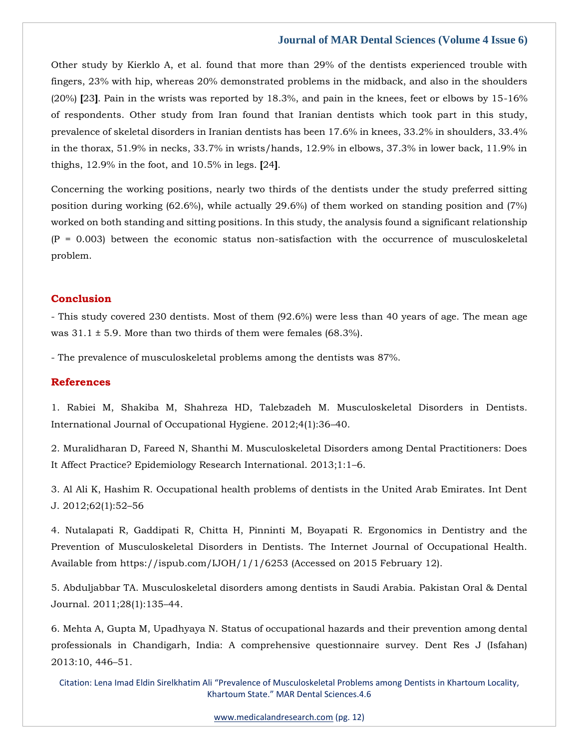Other study by Kierklo A, et al. found that more than 29% of the dentists experienced trouble with fingers, 23% with hip, whereas 20% demonstrated problems in the midback, and also in the shoulders (20%) [23]. Pain in the wrists was reported by 18.3%, and pain in the knees, feet or elbows by 15-16% of respondents. Other study from Iran found that Iranian dentists which took part in this study, prevalence of skeletal disorders in Iranian dentists has been 17.6% in knees, 33.2% in shoulders, 33.4% in the thorax, 51.9% in necks, 33.7% in wrists/hands, 12.9% in elbows, 37.3% in lower back, 11.9% in thighs, 12.9% in the foot, and 10.5% in legs. [24].

Concerning the working positions, nearly two thirds of the dentists under the study preferred sitting position during working (62.6%), while actually 29.6%) of them worked on standing position and (7%) worked on both standing and sitting positions. In this study, the analysis found a significant relationship (P = 0.003) between the economic status non-satisfaction with the occurrence of musculoskeletal problem.

## Conclusion

- This study covered 230 dentists. Most of them (92.6%) were less than 40 years of age. The mean age was 31.1 ± 5.9. More than two thirds of them were females (68.3%).

- The prevalence of musculoskeletal problems among the dentists was 87%.

## References

1. Rabiei M, Shakiba M, Shahreza HD, Talebzadeh M. Musculoskeletal Disorders in Dentists. International Journal of Occupational Hygiene. 2012;4(1):36–40.

2. Muralidharan D, Fareed N, Shanthi M. Musculoskeletal Disorders among Dental Practitioners: Does It Affect Practice? Epidemiology Research International. 2013;1:1–6.

3. Al Ali K, Hashim R. Occupational health problems of dentists in the United Arab Emirates. Int Dent J. 2012;62(1):52–56

4. Nutalapati R, Gaddipati R, Chitta H, Pinninti M, Boyapati R. Ergonomics in Dentistry and the Prevention of Musculoskeletal Disorders in Dentists. The Internet Journal of Occupational Health. Available from https://ispub.com/IJOH/1/1/6253 (Accessed on 2015 February 12).

5. Abduljabbar TA. Musculoskeletal disorders among dentists in Saudi Arabia. Pakistan Oral & Dental Journal. 2011;28(1):135–44.

6. Mehta A, Gupta M, Upadhyaya N. Status of occupational hazards and their prevention among dental professionals in Chandigarh, India: A comprehensive questionnaire survey. Dent Res J (Isfahan) 2013:10, 446–51.

Citation: Lena Imad Eldin Sirelkhatim Ali "Prevalence of Musculoskeletal Problems among Dentists in Khartoum Locality, Khartoum State." MAR Dental Sciences.4.6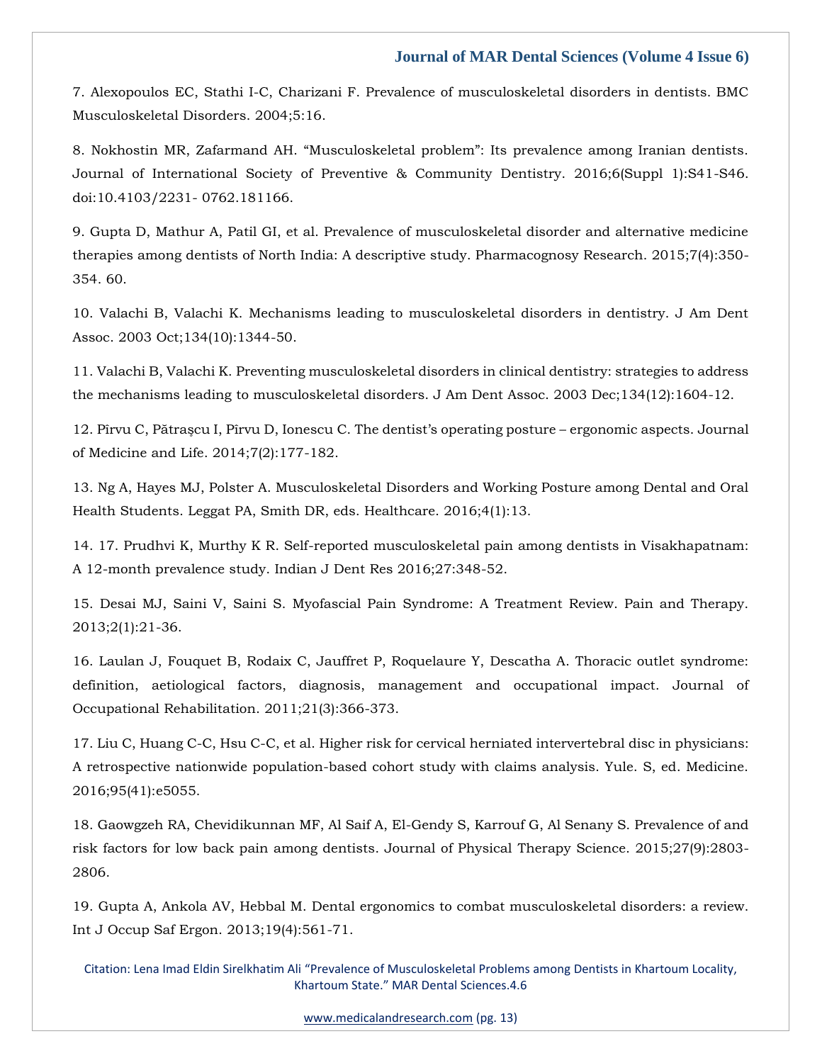7. Alexopoulos EC, Stathi I-C, Charizani F. Prevalence of musculoskeletal disorders in dentists. BMC Musculoskeletal Disorders. 2004;5:16.

8. Nokhostin MR, Zafarmand AH. "Musculoskeletal problem": Its prevalence among Iranian dentists. Journal of International Society of Preventive & Community Dentistry. 2016;6(Suppl 1):S41-S46. doi:10.4103/2231- 0762.181166.

9. Gupta D, Mathur A, Patil GI, et al. Prevalence of musculoskeletal disorder and alternative medicine therapies among dentists of North India: A descriptive study. Pharmacognosy Research. 2015;7(4):350-354. 60.

10. Valachi B, Valachi K. Mechanisms leading to musculoskeletal disorders in dentistry. J Am Dent Assoc. 2003 Oct;134(10):1344-50.

11. Valachi B, Valachi K. Preventing musculoskeletal disorders in clinical dentistry: strategies to address the mechanisms leading to musculoskeletal disorders. J Am Dent Assoc. 2003 Dec;134(12):1604-12.

12. Pîrvu C, Pătraşcu I, Pîrvu D, Ionescu C. The dentist's operating posture – ergonomic aspects. Journal of Medicine and Life. 2014;7(2):177-182.

13. Ng A, Hayes MJ, Polster A. Musculoskeletal Disorders and Working Posture among Dental and Oral Health Students. Leggat PA, Smith DR, eds. Healthcare. 2016;4(1):13.

14. 17. Prudhvi K, Murthy K R. Self-reported musculoskeletal pain among dentists in Visakhapatnam: A 12-month prevalence study. Indian J Dent Res 2016;27:348-52.

15. Desai MJ, Saini V, Saini S. Myofascial Pain Syndrome: A Treatment Review. Pain and Therapy. 2013;2(1):21-36.

16. Laulan J, Fouquet B, Rodaix C, Jauffret P, Roquelaure Y, Descatha A. Thoracic outlet syndrome: definition, aetiological factors, diagnosis, management and occupational impact. Journal of Occupational Rehabilitation. 2011;21(3):366-373.

17. Liu C, Huang C-C, Hsu C-C, et al. Higher risk for cervical herniated intervertebral disc in physicians: A retrospective nationwide population-based cohort study with claims analysis. Yule. S, ed. Medicine. 2016;95(41):e5055.

18. Gaowgzeh RA, Chevidikunnan MF, Al Saif A, El-Gendy S, Karrouf G, Al Senany S. Prevalence of and risk factors for low back pain among dentists. Journal of Physical Therapy Science. 2015;27(9):2803-2806.

19. Gupta A, Ankola AV, Hebbal M. Dental ergonomics to combat musculoskeletal disorders: a review. Int J Occup Saf Ergon. 2013;19(4):561-71.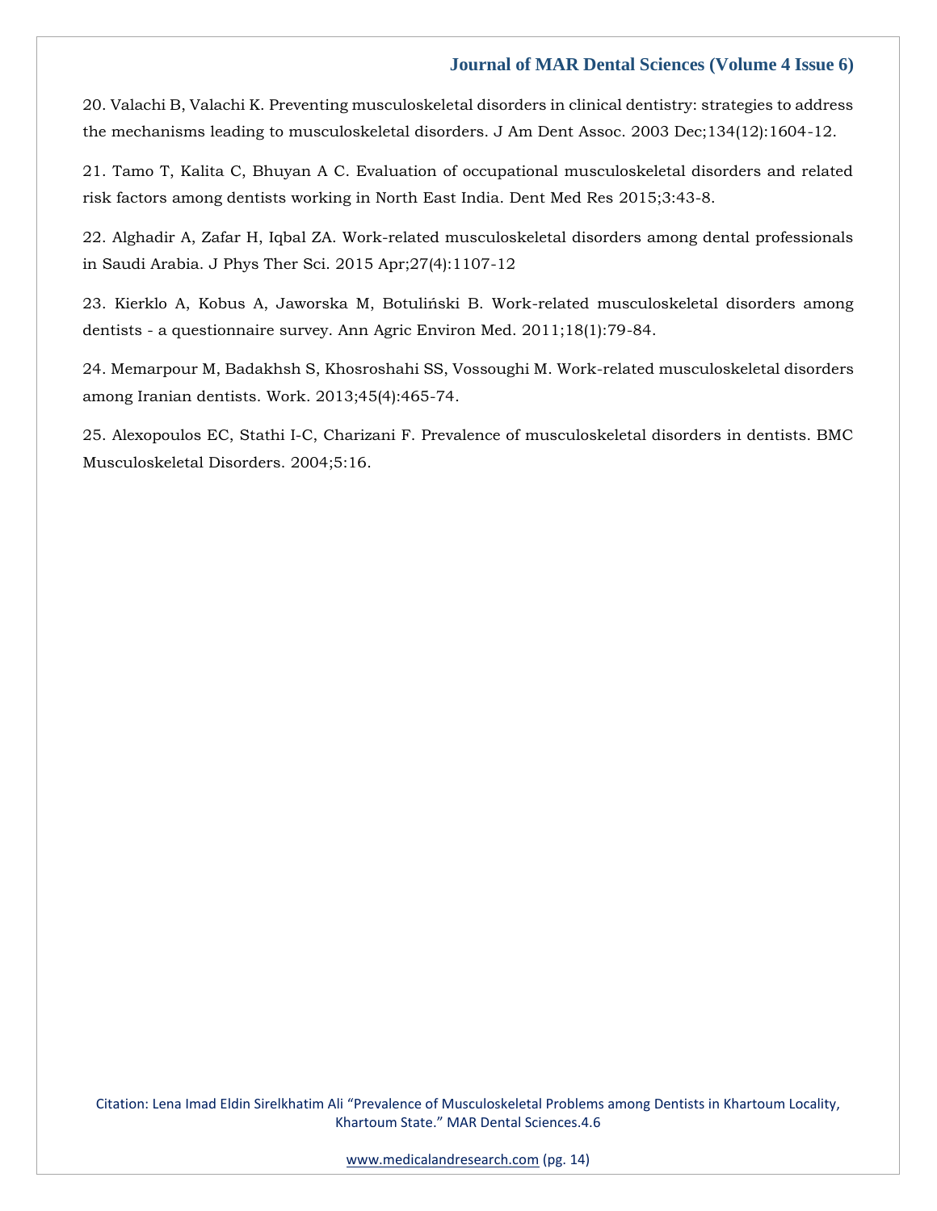20. Valachi B, Valachi K. Preventing musculoskeletal disorders in clinical dentistry: strategies to address the mechanisms leading to musculoskeletal disorders. J Am Dent Assoc. 2003 Dec;134(12):1604-12.

21. Tamo T, Kalita C, Bhuyan A C. Evaluation of occupational musculoskeletal disorders and related risk factors among dentists working in North East India. Dent Med Res 2015;3:43-8.

22. Alghadir A, Zafar H, Iqbal ZA. Work-related musculoskeletal disorders among dental professionals in Saudi Arabia. J Phys Ther Sci. 2015 Apr;27(4):1107-12

23. Kierklo A, Kobus A, Jaworska M, Botuliński B. Work-related musculoskeletal disorders among dentists - a questionnaire survey. Ann Agric Environ Med. 2011;18(1):79-84.

24. Memarpour M, Badakhsh S, Khosroshahi SS, Vossoughi M. Work-related musculoskeletal disorders among Iranian dentists. Work. 2013;45(4):465-74.

25. Alexopoulos EC, Stathi I-C, Charizani F. Prevalence of musculoskeletal disorders in dentists. BMC Musculoskeletal Disorders. 2004;5:16.